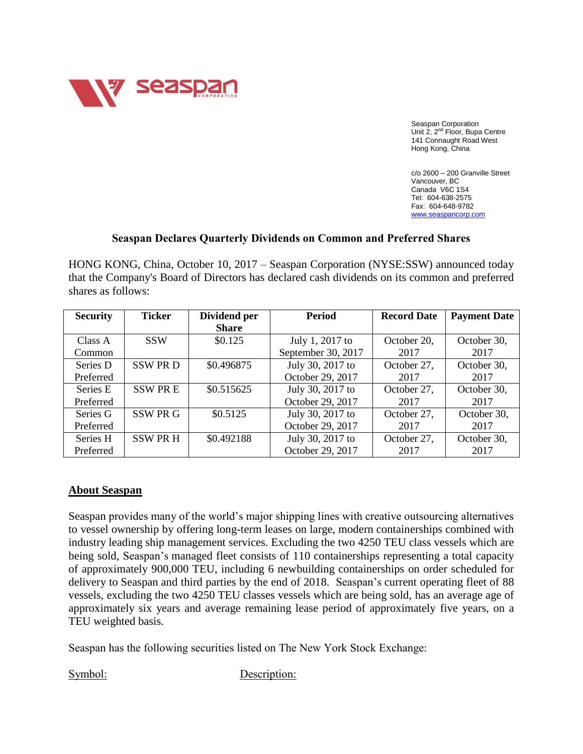Seaspan Corporation
Unit 2, 2nd Floor, Bupa Centre
141 Connaught Road West
Hong Kong, China

c/o 2600 – 200 Granville Street
Vancouver, BC
Canada V6C 1S4
Tel: 604-638-2575
Fax: 604-648-9782
www.seaspancorp.com

## Seaspan Declares Quarterly Dividends on Common and Preferred Shares

HONG KONG, China, October 10, 2017 – Seaspan Corporation (NYSE:SSW) announced today that the Company's Board of Directors has declared cash dividends on its common and preferred shares as follows:

| Security | Ticker | Dividend per Share | Period | Record Date | Payment Date |
|---|---|---|---|---|---|
| Class A Common | SSW | $0.125 | July 1, 2017 to September 30, 2017 | October 20, 2017 | October 30, 2017 |
| Series D Preferred | SSW PR D | $0.496875 | July 30, 2017 to October 29, 2017 | October 27, 2017 | October 30, 2017 |
| Series E Preferred | SSW PR E | $0.515625 | July 30, 2017 to October 29, 2017 | October 27, 2017 | October 30, 2017 |
| Series G Preferred | SSW PR G | $0.5125 | July 30, 2017 to October 29, 2017 | October 27, 2017 | October 30, 2017 |
| Series H Preferred | SSW PR H | $0.492188 | July 30, 2017 to October 29, 2017 | October 27, 2017 | October 30, 2017 |

### About Seaspan

Seaspan provides many of the world's major shipping lines with creative outsourcing alternatives to vessel ownership by offering long-term leases on large, modern containerships combined with industry leading ship management services. Excluding the two 4250 TEU class vessels which are being sold, Seaspan's managed fleet consists of 110 containerships representing a total capacity of approximately 900,000 TEU, including 6 newbuilding containerships on order scheduled for delivery to Seaspan and third parties by the end of 2018. Seaspan's current operating fleet of 88 vessels, excluding the two 4250 TEU classes vessels which are being sold, has an average age of approximately six years and average remaining lease period of approximately five years, on a TEU weighted basis.

Seaspan has the following securities listed on The New York Stock Exchange:

Symbol: Description: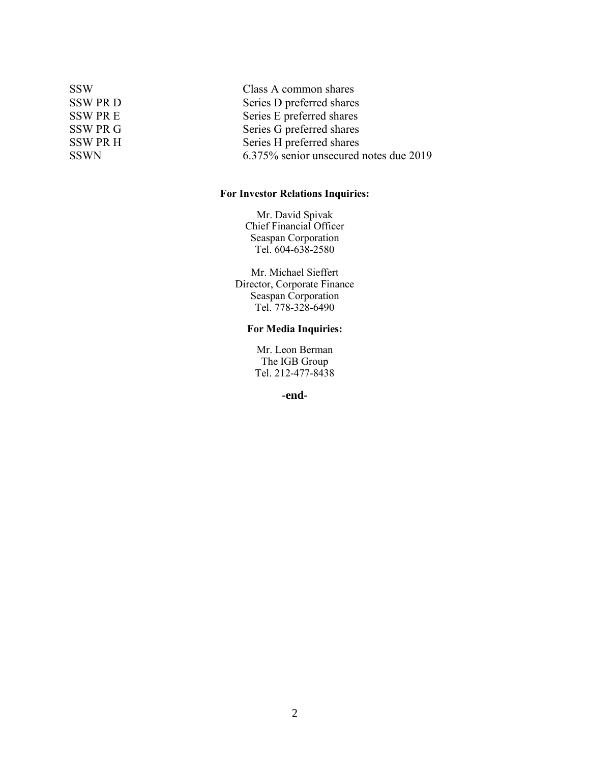| | |
|---|---|
| SSW | Class A common shares |
| SSW PR D | Series D preferred shares |
| SSW PR E | Series E preferred shares |
| SSW PR G | Series G preferred shares |
| SSW PR H | Series H preferred shares |
| SSWN | 6.375% senior unsecured notes due 2019 |

**For Investor Relations Inquiries:**

Mr. David Spivak
Chief Financial Officer
Seaspan Corporation
Tel. 604-638-2580

Mr. Michael Sieffert
Director, Corporate Finance
Seaspan Corporation
Tel. 778-328-6490

**For Media Inquiries:**

Mr. Leon Berman
The IGB Group
Tel. 212-477-8438

**-end-**